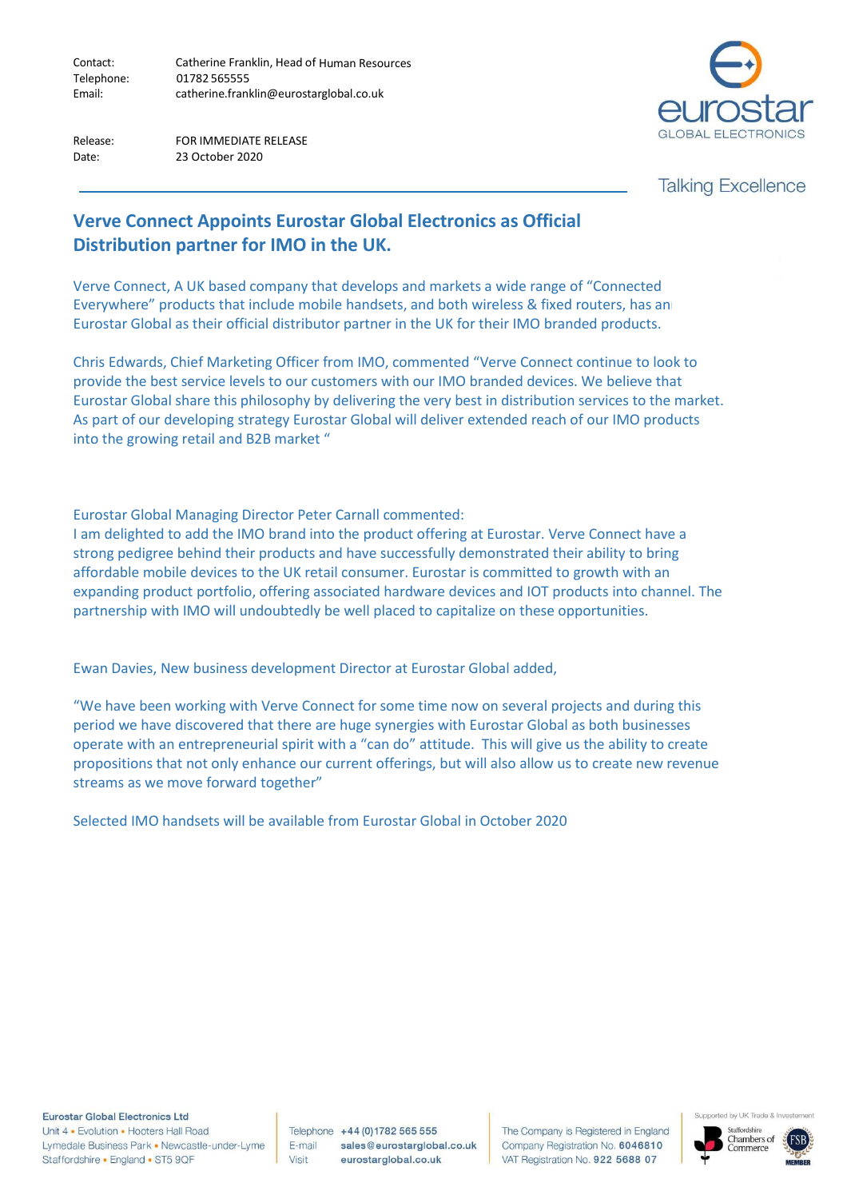Contact: Catherine Franklin, Head of Human Resources
Telephone: 01782 565555
Email: catherine.franklin@eurostarglobal.co.uk

Release: FOR IMMEDIATE RELEASE
Date: 23 October 2020

eurostar GLOBAL ELECTRONICS

Talking Excellence

## Verve Connect Appoints Eurostar Global Electronics as Official Distribution partner for IMO in the UK.

Verve Connect, A UK based company that develops and markets a wide range of "Connected Everywhere" products that include mobile handsets, and both wireless & fixed routers, has an Eurostar Global as their official distributor partner in the UK for their IMO branded products.

Chris Edwards, Chief Marketing Officer from IMO, commented "Verve Connect continue to look to provide the best service levels to our customers with our IMO branded devices. We believe that Eurostar Global share this philosophy by delivering the very best in distribution services to the market. As part of our developing strategy Eurostar Global will deliver extended reach of our IMO products into the growing retail and B2B market "

Eurostar Global Managing Director Peter Carnall commented:
I am delighted to add the IMO brand into the product offering at Eurostar. Verve Connect have a strong pedigree behind their products and have successfully demonstrated their ability to bring affordable mobile devices to the UK retail consumer. Eurostar is committed to growth with an expanding product portfolio, offering associated hardware devices and IOT products into channel. The partnership with IMO will undoubtedly be well placed to capitalize on these opportunities.

Ewan Davies, New business development Director at Eurostar Global added,

"We have been working with Verve Connect for some time now on several projects and during this period we have discovered that there are huge synergies with Eurostar Global as both businesses operate with an entrepreneurial spirit with a "can do" attitude. This will give us the ability to create propositions that not only enhance our current offerings, but will also allow us to create new revenue streams as we move forward together"

Selected IMO handsets will be available from Eurostar Global in October 2020

**Eurostar Global Electronics Ltd**
Unit 4 • Evolution • Hooters Hall Road
Lymedale Business Park • Newcastle-under-Lyme
Staffordshire • England • ST5 9QF

Telephone +44 (0)1782 565 555
E-mail sales@eurostarglobal.co.uk
Visit eurostarglobal.co.uk

The Company is Registered in England
Company Registration No. 6046810
VAT Registration No. 922 5688 07

Supported by UK Trade & Investement
Staffordshire Chambers of Commerce
FSB MEMBER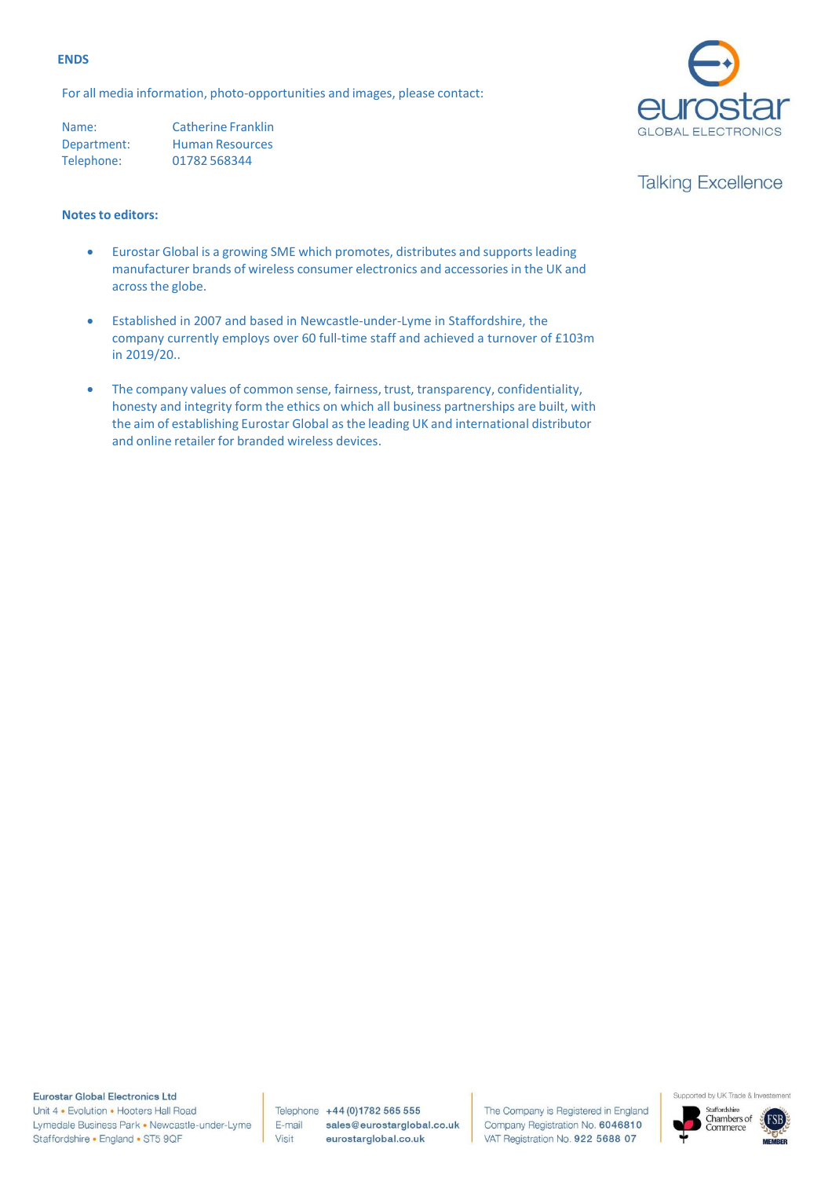**ENDS**

For all media information, photo-opportunities and images, please contact:

| | |
|---|---|
| Name: | Catherine Franklin |
| Department: | Human Resources |
| Telephone: | 01782 568344 |

eurostar GLOBAL ELECTRONICS

Talking Excellence

**Notes to editors:**

- Eurostar Global is a growing SME which promotes, distributes and supports leading manufacturer brands of wireless consumer electronics and accessories in the UK and across the globe.
- Established in 2007 and based in Newcastle-under-Lyme in Staffordshire, the company currently employs over 60 full-time staff and achieved a turnover of £103m in 2019/20..
- The company values of common sense, fairness, trust, transparency, confidentiality, honesty and integrity form the ethics on which all business partnerships are built, with the aim of establishing Eurostar Global as the leading UK and international distributor and online retailer for branded wireless devices.

**Eurostar Global Electronics Ltd**
Unit 4 • Evolution • Hooters Hall Road
Lymedale Business Park • Newcastle-under-Lyme
Staffordshire • England • ST5 9QF

Telephone **+44 (0)1782 565 555**
E-mail **sales@eurostarglobal.co.uk**
Visit **eurostarglobal.co.uk**

The Company is Registered in England
Company Registration No. **6046810**
VAT Registration No. **922 5688 07**

Supported by UK Trade & Investement
Staffordshire Chambers of Commerce
FSB MEMBER